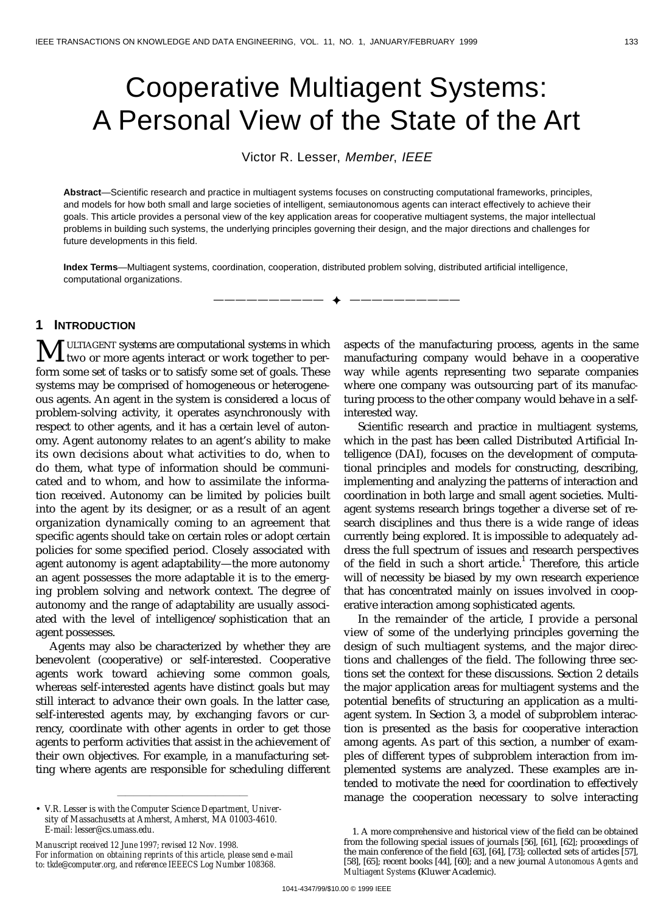# Cooperative Multiagent Systems: A Personal View of the State of the Art

Victor R. Lesser, *Member*, *IEEE*

**Abstract**—Scientific research and practice in multiagent systems focuses on constructing computational frameworks, principles, and models for how both small and large societies of intelligent, semiautonomous agents can interact effectively to achieve their goals. This article provides a personal view of the key application areas for cooperative multiagent systems, the major intellectual problems in building such systems, the underlying principles governing their design, and the major directions and challenges for future developments in this field.

**Index Terms**—Multiagent systems, coordination, cooperation, distributed problem solving, distributed artificial intelligence, computational organizations.

## 1 Introduction

Multiagent systems are computational systems in which two or more agents interact or work together to perform some set of tasks or to satisfy some set of goals. These systems may be comprised of homogeneous or heterogeneous agents. An agent in the system is considered a locus of problem-solving activity, it operates asynchronously with respect to other agents, and it has a certain level of autonomy. Agent autonomy relates to an agent's ability to make its own decisions about what activities to do, when to do them, what type of information should be communicated and to whom, and how to assimilate the information received. Autonomy can be limited by policies built into the agent by its designer, or as a result of an agent organization dynamically coming to an agreement that specific agents should take on certain roles or adopt certain policies for some specified period. Closely associated with agent autonomy is agent adaptability—the more autonomy an agent possesses the more adaptable it is to the emerging problem solving and network context. The degree of autonomy and the range of adaptability are usually associated with the level of intelligence/sophistication that an agent possesses.

Agents may also be characterized by whether they are benevolent (cooperative) or self-interested. Cooperative agents work toward achieving some common goals, whereas self-interested agents have distinct goals but may still interact to advance their own goals. In the latter case, self-interested agents may, by exchanging favors or currency, coordinate with other agents in order to get those agents to perform activities that assist in the achievement of their own objectives. For example, in a manufacturing setting where agents are responsible for scheduling different aspects of the manufacturing process, agents in the same manufacturing company would behave in a cooperative way while agents representing two separate companies where one company was outsourcing part of its manufacturing process to the other company would behave in a self-interested way.

Scientific research and practice in multiagent systems, which in the past has been called Distributed Artificial Intelligence (DAI), focuses on the development of computational principles and models for constructing, describing, implementing and analyzing the patterns of interaction and coordination in both large and small agent societies. Multiagent systems research brings together a diverse set of research disciplines and thus there is a wide range of ideas currently being explored. It is impossible to adequately address the full spectrum of issues and research perspectives of the field in such a short article.[1] Therefore, this article will of necessity be biased by my own research experience that has concentrated mainly on issues involved in cooperative interaction among sophisticated agents.

In the remainder of the article, I provide a personal view of some of the underlying principles governing the design of such multiagent systems, and the major directions and challenges of the field. The following three sections set the context for these discussions. Section 2 details the major application areas for multiagent systems and the potential benefits of structuring an application as a multiagent system. In Section 3, a model of subproblem interaction is presented as the basis for cooperative interaction among agents. As part of this section, a number of examples of different types of subproblem interaction from implemented systems are analyzed. These examples are intended to motivate the need for coordination to effectively manage the cooperation necessary to solve interacting

- *V.R. Lesser is with the Computer Science Department, University of Massachusetts at Amherst, Amherst, MA 01003-4610. E-mail: lesser@cs.umass.edu.*

*Manuscript received 12 June 1997; revised 12 Nov. 1998. For information on obtaining reprints of this article, please send e-mail to: tkde@computer.org, and reference IEEECS Log Number 108368.*

1. A more comprehensive and historical view of the field can be obtained from the following special issues of journals [56], [61], [62]; proceedings of the main conference of the field [63], [64], [73]; collected sets of articles [57], [58], [65]; recent books [44], [60]; and a new journal *Autonomous Agents and Multiagent Systems* (Kluwer Academic).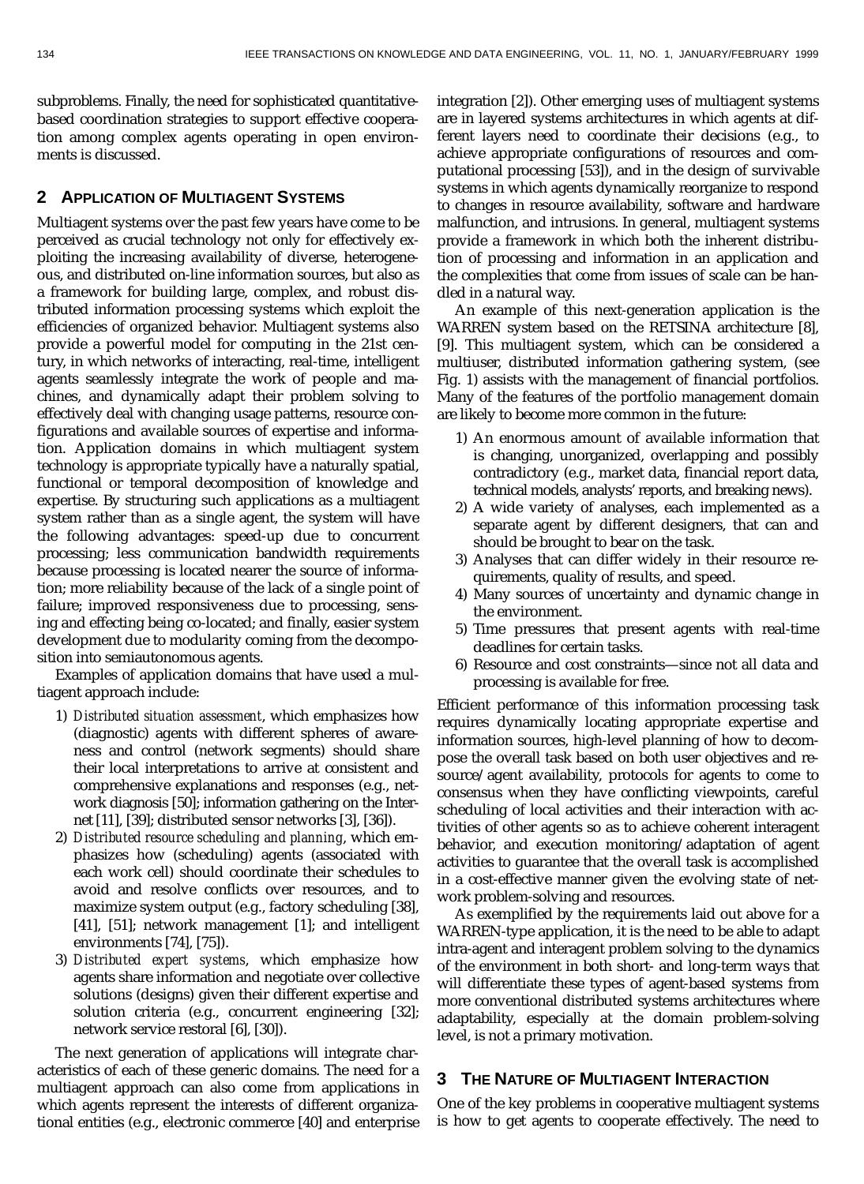subproblems. Finally, the need for sophisticated quantitative-based coordination strategies to support effective cooperation among complex agents operating in open environments is discussed.

## 2 Application of Multiagent Systems

Multiagent systems over the past few years have come to be perceived as crucial technology not only for effectively exploiting the increasing availability of diverse, heterogeneous, and distributed on-line information sources, but also as a framework for building large, complex, and robust distributed information processing systems which exploit the efficiencies of organized behavior. Multiagent systems also provide a powerful model for computing in the 21st century, in which networks of interacting, real-time, intelligent agents seamlessly integrate the work of people and machines, and dynamically adapt their problem solving to effectively deal with changing usage patterns, resource configurations and available sources of expertise and information. Application domains in which multiagent system technology is appropriate typically have a naturally spatial, functional or temporal decomposition of knowledge and expertise. By structuring such applications as a multiagent system rather than as a single agent, the system will have the following advantages: speed-up due to concurrent processing; less communication bandwidth requirements because processing is located nearer the source of information; more reliability because of the lack of a single point of failure; improved responsiveness due to processing, sensing and effecting being co-located; and finally, easier system development due to modularity coming from the decomposition into semiautonomous agents.

Examples of application domains that have used a multiagent approach include:

1) *Distributed situation assessment*, which emphasizes how (diagnostic) agents with different spheres of awareness and control (network segments) should share their local interpretations to arrive at consistent and comprehensive explanations and responses (e.g., network diagnosis [50]; information gathering on the Internet [11], [39]; distributed sensor networks [3], [36]).
2) *Distributed resource scheduling and planning*, which emphasizes how (scheduling) agents (associated with each work cell) should coordinate their schedules to avoid and resolve conflicts over resources, and to maximize system output (e.g., factory scheduling [38], [41], [51]; network management [1]; and intelligent environments [74], [75]).
3) *Distributed expert systems*, which emphasize how agents share information and negotiate over collective solutions (designs) given their different expertise and solution criteria (e.g., concurrent engineering [32]; network service restoral [6], [30]).

The next generation of applications will integrate characteristics of each of these generic domains. The need for a multiagent approach can also come from applications in which agents represent the interests of different organizational entities (e.g., electronic commerce [40] and enterprise integration [2]). Other emerging uses of multiagent systems are in layered systems architectures in which agents at different layers need to coordinate their decisions (e.g., to achieve appropriate configurations of resources and computational processing [53]), and in the design of survivable systems in which agents dynamically reorganize to respond to changes in resource availability, software and hardware malfunction, and intrusions. In general, multiagent systems provide a framework in which both the inherent distribution of processing and information in an application and the complexities that come from issues of scale can be handled in a natural way.

An example of this next-generation application is the WARREN system based on the RETSINA architecture [8], [9]. This multiagent system, which can be considered a multiuser, distributed information gathering system, (see Fig. 1) assists with the management of financial portfolios. Many of the features of the portfolio management domain are likely to become more common in the future:

1) An enormous amount of available information that is changing, unorganized, overlapping and possibly contradictory (e.g., market data, financial report data, technical models, analysts' reports, and breaking news).
2) A wide variety of analyses, each implemented as a separate agent by different designers, that can and should be brought to bear on the task.
3) Analyses that can differ widely in their resource requirements, quality of results, and speed.
4) Many sources of uncertainty and dynamic change in the environment.
5) Time pressures that present agents with real-time deadlines for certain tasks.
6) Resource and cost constraints—since not all data and processing is available for free.

Efficient performance of this information processing task requires dynamically locating appropriate expertise and information sources, high-level planning of how to decompose the overall task based on both user objectives and resource/agent availability, protocols for agents to come to consensus when they have conflicting viewpoints, careful scheduling of local activities and their interaction with activities of other agents so as to achieve coherent interagent behavior, and execution monitoring/adaptation of agent activities to guarantee that the overall task is accomplished in a cost-effective manner given the evolving state of network problem-solving and resources.

As exemplified by the requirements laid out above for a WARREN-type application, it is the need to be able to adapt intra-agent and interagent problem solving to the dynamics of the environment in both short- and long-term ways that will differentiate these types of agent-based systems from more conventional distributed systems architectures where adaptability, especially at the domain problem-solving level, is not a primary motivation.

## 3 The Nature of Multiagent Interaction

One of the key problems in cooperative multiagent systems is how to get agents to cooperate effectively. The need to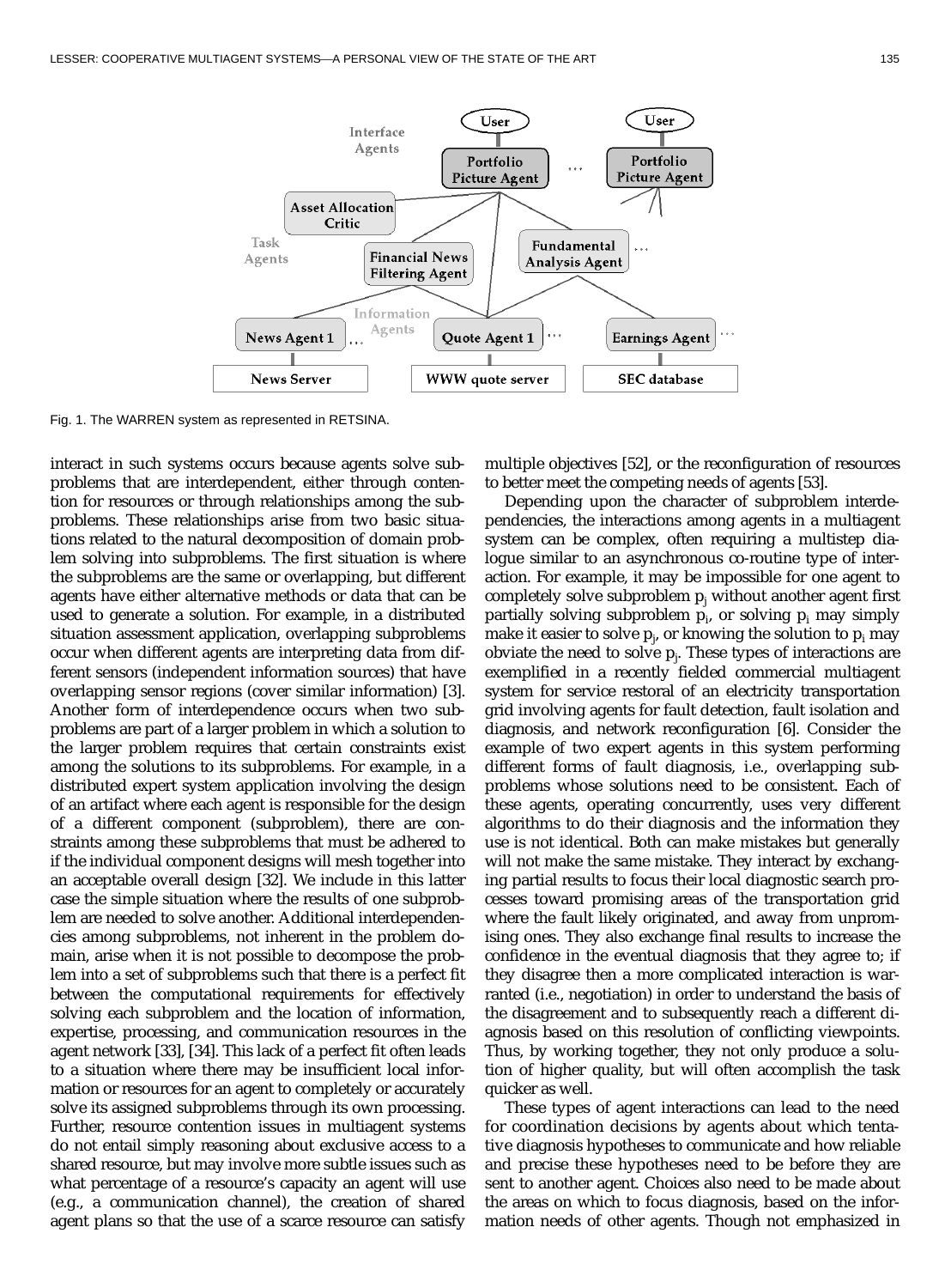Interface Agents

User

Portfolio Picture Agent

...

User

Portfolio Picture Agent

Asset Allocation Critic

Task Agents

Financial News Filtering Agent

Fundamental Analysis Agent

...

Information Agents

News Agent 1

...

Quote Agent 1

...

Earnings Agent

...

News Server

WWW quote server

SEC database

Fig. 1. The WARREN system as represented in RETSINA.

interact in such systems occurs because agents solve subproblems that are interdependent, either through contention for resources or through relationships among the subproblems. These relationships arise from two basic situations related to the natural decomposition of domain problem solving into subproblems. The first situation is where the subproblems are the same or overlapping, but different agents have either alternative methods or data that can be used to generate a solution. For example, in a distributed situation assessment application, overlapping subproblems occur when different agents are interpreting data from different sensors (independent information sources) that have overlapping sensor regions (cover similar information) [3]. Another form of interdependence occurs when two subproblems are part of a larger problem in which a solution to the larger problem requires that certain constraints exist among the solutions to its subproblems. For example, in a distributed expert system application involving the design of an artifact where each agent is responsible for the design of a different component (subproblem), there are constraints among these subproblems that must be adhered to if the individual component designs will mesh together into an acceptable overall design [32]. We include in this latter case the simple situation where the results of one subproblem are needed to solve another. Additional interdependencies among subproblems, not inherent in the problem domain, arise when it is not possible to decompose the problem into a set of subproblems such that there is a perfect fit between the computational requirements for effectively solving each subproblem and the location of information, expertise, processing, and communication resources in the agent network [33], [34]. This lack of a perfect fit often leads to a situation where there may be insufficient local information or resources for an agent to completely or accurately solve its assigned subproblems through its own processing. Further, resource contention issues in multiagent systems do not entail simply reasoning about exclusive access to a shared resource, but may involve more subtle issues such as what percentage of a resource's capacity an agent will use (e.g., a communication channel), the creation of shared agent plans so that the use of a scarce resource can satisfy multiple objectives [52], or the reconfiguration of resources to better meet the competing needs of agents [53].

Depending upon the character of subproblem interdependencies, the interactions among agents in a multiagent system can be complex, often requiring a multistep dialogue similar to an asynchronous co-routine type of interaction. For example, it may be impossible for one agent to completely solve subproblem $p_j$ without another agent first partially solving subproblem $p_i$, or solving $p_i$ may simply make it easier to solve $p_j$, or knowing the solution to $p_i$ may obviate the need to solve $p_j$. These types of interactions are exemplified in a recently fielded commercial multiagent system for service restoral of an electricity transportation grid involving agents for fault detection, fault isolation and diagnosis, and network reconfiguration [6]. Consider the example of two expert agents in this system performing different forms of fault diagnosis, i.e., overlapping subproblems whose solutions need to be consistent. Each of these agents, operating concurrently, uses very different algorithms to do their diagnosis and the information they use is not identical. Both can make mistakes but generally will not make the same mistake. They interact by exchanging partial results to focus their local diagnostic search processes toward promising areas of the transportation grid where the fault likely originated, and away from unpromising ones. They also exchange final results to increase the confidence in the eventual diagnosis that they agree to; if they disagree then a more complicated interaction is warranted (i.e., negotiation) in order to understand the basis of the disagreement and to subsequently reach a different diagnosis based on this resolution of conflicting viewpoints. Thus, by working together, they not only produce a solution of higher quality, but will often accomplish the task quicker as well.

These types of agent interactions can lead to the need for coordination decisions by agents about which tentative diagnosis hypotheses to communicate and how reliable and precise these hypotheses need to be before they are sent to another agent. Choices also need to be made about the areas on which to focus diagnosis, based on the information needs of other agents. Though not emphasized in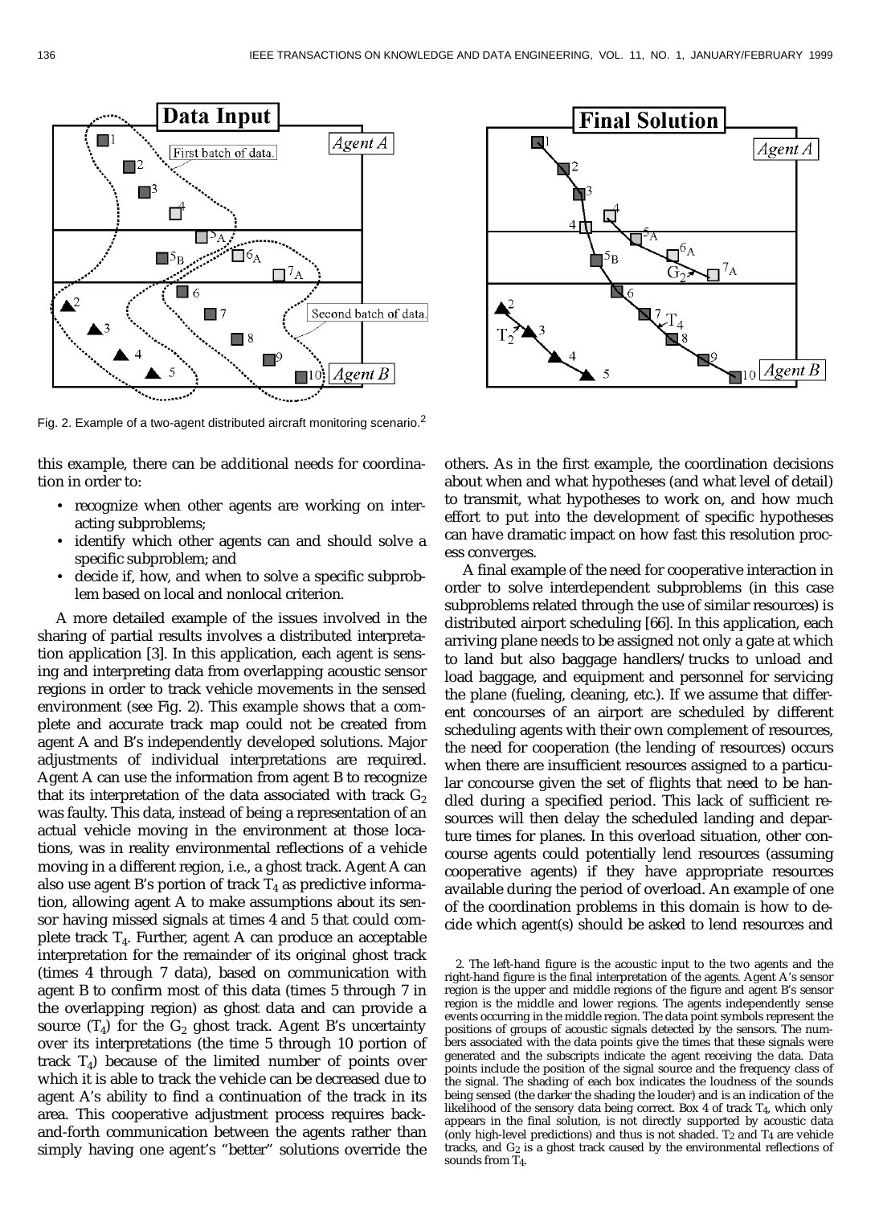Data Input

Agent A

First batch of data.

Second batch of data.

Agent B

Final Solution

Agent A

Agent B

Fig. 2. Example of a two-agent distributed aircraft monitoring scenario.[2]

this example, there can be additional needs for coordination in order to:

- recognize when other agents are working on interacting subproblems;
- identify which other agents can and should solve a specific subproblem; and
- decide if, how, and when to solve a specific subproblem based on local and nonlocal criterion.

A more detailed example of the issues involved in the sharing of partial results involves a distributed interpretation application [3]. In this application, each agent is sensing and interpreting data from overlapping acoustic sensor regions in order to track vehicle movements in the sensed environment (see Fig. 2). This example shows that a complete and accurate track map could not be created from agent A and B's independently developed solutions. Major adjustments of individual interpretations are required. Agent A can use the information from agent B to recognize that its interpretation of the data associated with track $G_2$ was faulty. This data, instead of being a representation of an actual vehicle moving in the environment at those locations, was in reality environmental reflections of a vehicle moving in a different region, i.e., a ghost track. Agent A can also use agent B's portion of track $T_4$ as predictive information, allowing agent A to make assumptions about its sensor having missed signals at times 4 and 5 that could complete track $T_4$. Further, agent A can produce an acceptable interpretation for the remainder of its original ghost track (times 4 through 7 data), based on communication with agent B to confirm most of this data (times 5 through 7 in the overlapping region) as ghost data and can provide a source ($T_4$) for the $G_2$ ghost track. Agent B's uncertainty over its interpretations (the time 5 through 10 portion of track $T_4$) because of the limited number of points over which it is able to track the vehicle can be decreased due to agent A's ability to find a continuation of the track in its area. This cooperative adjustment process requires back-and-forth communication between the agents rather than simply having one agent's "better" solutions override the others. As in the first example, the coordination decisions about when and what hypotheses (and what level of detail) to transmit, what hypotheses to work on, and how much effort to put into the development of specific hypotheses can have dramatic impact on how fast this resolution process converges.

A final example of the need for cooperative interaction in order to solve interdependent subproblems (in this case subproblems related through the use of similar resources) is distributed airport scheduling [66]. In this application, each arriving plane needs to be assigned not only a gate at which to land but also baggage handlers/trucks to unload and load baggage, and equipment and personnel for servicing the plane (fueling, cleaning, etc.). If we assume that different concourses of an airport are scheduled by different scheduling agents with their own complement of resources, the need for cooperation (the lending of resources) occurs when there are insufficient resources assigned to a particular concourse given the set of flights that need to be handled during a specified period. This lack of sufficient resources will then delay the scheduled landing and departure times for planes. In this overload situation, other concourse agents could potentially lend resources (assuming cooperative agents) if they have appropriate resources available during the period of overload. An example of one of the coordination problems in this domain is how to decide which agent(s) should be asked to lend resources and

2. The left-hand figure is the acoustic input to the two agents and the right-hand figure is the final interpretation of the agents. Agent A's sensor region is the upper and middle regions of the figure and agent B's sensor region is the middle and lower regions. The agents independently sense events occurring in the middle region. The data point symbols represent the positions of groups of acoustic signals detected by the sensors. The numbers associated with the data points give the times that these signals were generated and the subscripts indicate the agent receiving the data. Data points include the position of the signal source and the frequency class of the signal. The shading of each box indicates the loudness of the sounds being sensed (the darker the shading the louder) and is an indication of the likelihood of the sensory data being correct. Box 4 of track $T_4$, which only appears in the final solution, is not directly supported by acoustic data (only high-level predictions) and thus is not shaded. $T_2$ and $T_4$ are vehicle tracks, and $G_2$ is a ghost track caused by the environmental reflections of sounds from $T_4$.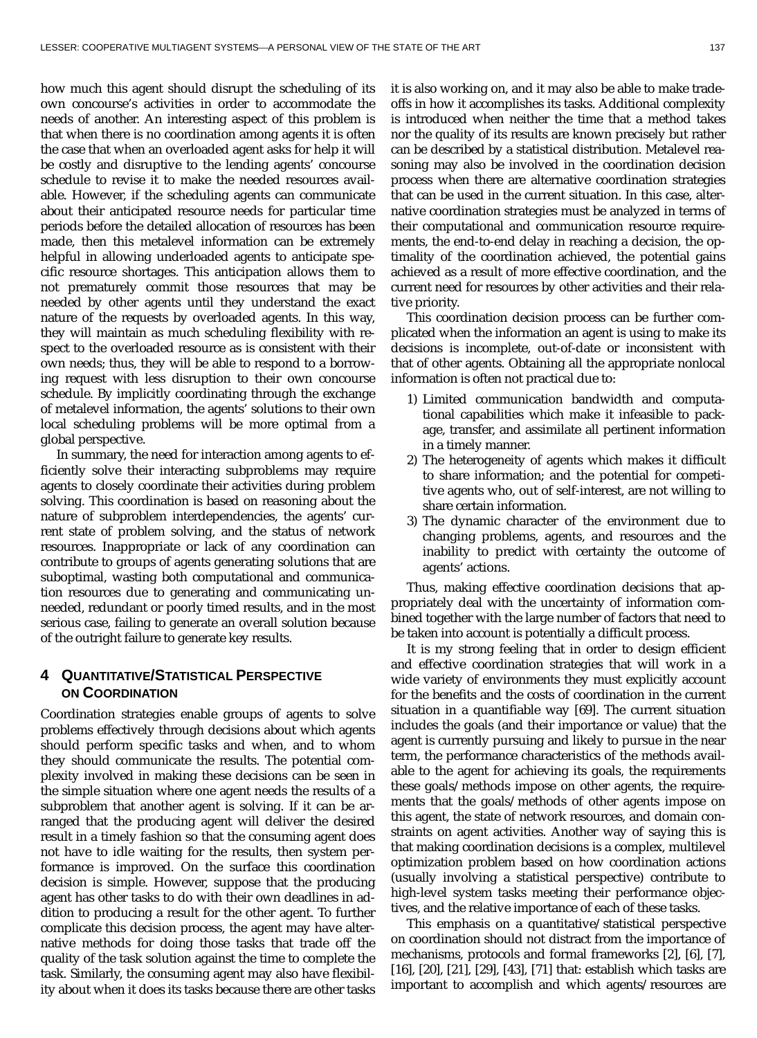how much this agent should disrupt the scheduling of its own concourse's activities in order to accommodate the needs of another. An interesting aspect of this problem is that when there is no coordination among agents it is often the case that when an overloaded agent asks for help it will be costly and disruptive to the lending agents' concourse schedule to revise it to make the needed resources available. However, if the scheduling agents can communicate about their anticipated resource needs for particular time periods before the detailed allocation of resources has been made, then this metalevel information can be extremely helpful in allowing underloaded agents to anticipate specific resource shortages. This anticipation allows them to not prematurely commit those resources that may be needed by other agents until they understand the exact nature of the requests by overloaded agents. In this way, they will maintain as much scheduling flexibility with respect to the overloaded resource as is consistent with their own needs; thus, they will be able to respond to a borrowing request with less disruption to their own concourse schedule. By implicitly coordinating through the exchange of metalevel information, the agents' solutions to their own local scheduling problems will be more optimal from a global perspective.

In summary, the need for interaction among agents to efficiently solve their interacting subproblems may require agents to closely coordinate their activities during problem solving. This coordination is based on reasoning about the nature of subproblem interdependencies, the agents' current state of problem solving, and the status of network resources. Inappropriate or lack of any coordination can contribute to groups of agents generating solutions that are suboptimal, wasting both computational and communication resources due to generating and communicating unneeded, redundant or poorly timed results, and in the most serious case, failing to generate an overall solution because of the outright failure to generate key results.

## 4 Quantitative/Statistical Perspective on Coordination

Coordination strategies enable groups of agents to solve problems effectively through decisions about which agents should perform specific tasks and when, and to whom they should communicate the results. The potential complexity involved in making these decisions can be seen in the simple situation where one agent needs the results of a subproblem that another agent is solving. If it can be arranged that the producing agent will deliver the desired result in a timely fashion so that the consuming agent does not have to idle waiting for the results, then system performance is improved. On the surface this coordination decision is simple. However, suppose that the producing agent has other tasks to do with their own deadlines in addition to producing a result for the other agent. To further complicate this decision process, the agent may have alternative methods for doing those tasks that trade off the quality of the task solution against the time to complete the task. Similarly, the consuming agent may also have flexibility about when it does its tasks because there are other tasks it is also working on, and it may also be able to make tradeoffs in how it accomplishes its tasks. Additional complexity is introduced when neither the time that a method takes nor the quality of its results are known precisely but rather can be described by a statistical distribution. Metalevel reasoning may also be involved in the coordination decision process when there are alternative coordination strategies that can be used in the current situation. In this case, alternative coordination strategies must be analyzed in terms of their computational and communication resource requirements, the end-to-end delay in reaching a decision, the optimality of the coordination achieved, the potential gains achieved as a result of more effective coordination, and the current need for resources by other activities and their relative priority.

This coordination decision process can be further complicated when the information an agent is using to make its decisions is incomplete, out-of-date or inconsistent with that of other agents. Obtaining all the appropriate nonlocal information is often not practical due to:

1) Limited communication bandwidth and computational capabilities which make it infeasible to package, transfer, and assimilate all pertinent information in a timely manner.
2) The heterogeneity of agents which makes it difficult to share information; and the potential for competitive agents who, out of self-interest, are not willing to share certain information.
3) The dynamic character of the environment due to changing problems, agents, and resources and the inability to predict with certainty the outcome of agents' actions.

Thus, making effective coordination decisions that appropriately deal with the uncertainty of information combined together with the large number of factors that need to be taken into account is potentially a difficult process.

It is my strong feeling that in order to design efficient and effective coordination strategies that will work in a wide variety of environments they must explicitly account for the benefits and the costs of coordination in the current situation in a quantifiable way [69]. The current situation includes the goals (and their importance or value) that the agent is currently pursuing and likely to pursue in the near term, the performance characteristics of the methods available to the agent for achieving its goals, the requirements these goals/methods impose on other agents, the requirements that the goals/methods of other agents impose on this agent, the state of network resources, and domain constraints on agent activities. Another way of saying this is that making coordination decisions is a complex, multilevel optimization problem based on how coordination actions (usually involving a statistical perspective) contribute to high-level system tasks meeting their performance objectives, and the relative importance of each of these tasks.

This emphasis on a quantitative/statistical perspective on coordination should not distract from the importance of mechanisms, protocols and formal frameworks [2], [6], [7], [16], [20], [21], [29], [43], [71] that: establish which tasks are important to accomplish and which agents/resources are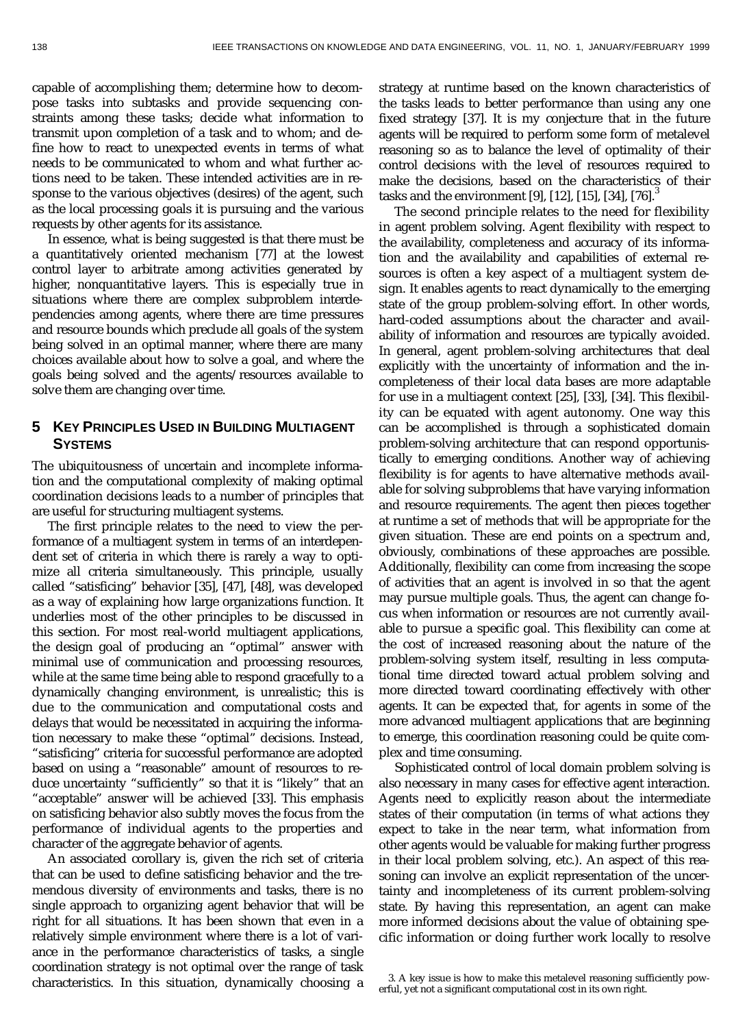capable of accomplishing them; determine how to decompose tasks into subtasks and provide sequencing constraints among these tasks; decide what information to transmit upon completion of a task and to whom; and define how to react to unexpected events in terms of what needs to be communicated to whom and what further actions need to be taken. These intended activities are in response to the various objectives (desires) of the agent, such as the local processing goals it is pursuing and the various requests by other agents for its assistance.

In essence, what is being suggested is that there must be a quantitatively oriented mechanism [77] at the lowest control layer to arbitrate among activities generated by higher, nonquantitative layers. This is especially true in situations where there are complex subproblem interdependencies among agents, where there are time pressures and resource bounds which preclude all goals of the system being solved in an optimal manner, where there are many choices available about how to solve a goal, and where the goals being solved and the agents/resources available to solve them are changing over time.

## 5 Key Principles Used in Building Multiagent Systems

The ubiquitousness of uncertain and incomplete information and the computational complexity of making optimal coordination decisions leads to a number of principles that are useful for structuring multiagent systems.

The first principle relates to the need to view the performance of a multiagent system in terms of an interdependent set of criteria in which there is rarely a way to optimize all criteria simultaneously. This principle, usually called "satisficing" behavior [35], [47], [48], was developed as a way of explaining how large organizations function. It underlies most of the other principles to be discussed in this section. For most real-world multiagent applications, the design goal of producing an "optimal" answer with minimal use of communication and processing resources, while at the same time being able to respond gracefully to a dynamically changing environment, is unrealistic; this is due to the communication and computational costs and delays that would be necessitated in acquiring the information necessary to make these "optimal" decisions. Instead, "satisficing" criteria for successful performance are adopted based on using a "reasonable" amount of resources to reduce uncertainty "sufficiently" so that it is "likely" that an "acceptable" answer will be achieved [33]. This emphasis on satisficing behavior also subtly moves the focus from the performance of individual agents to the properties and character of the aggregate behavior of agents.

An associated corollary is, given the rich set of criteria that can be used to define satisficing behavior and the tremendous diversity of environments and tasks, there is no single approach to organizing agent behavior that will be right for all situations. It has been shown that even in a relatively simple environment where there is a lot of variance in the performance characteristics of tasks, a single coordination strategy is not optimal over the range of task characteristics. In this situation, dynamically choosing a strategy at runtime based on the known characteristics of the tasks leads to better performance than using any one fixed strategy [37]. It is my conjecture that in the future agents will be required to perform some form of metalevel reasoning so as to balance the level of optimality of their control decisions with the level of resources required to make the decisions, based on the characteristics of their tasks and the environment [9], [12], [15], [34], [76].[3]

The second principle relates to the need for flexibility in agent problem solving. Agent flexibility with respect to the availability, completeness and accuracy of its information and the availability and capabilities of external resources is often a key aspect of a multiagent system design. It enables agents to react dynamically to the emerging state of the group problem-solving effort. In other words, hard-coded assumptions about the character and availability of information and resources are typically avoided. In general, agent problem-solving architectures that deal explicitly with the uncertainty of information and the incompleteness of their local data bases are more adaptable for use in a multiagent context [25], [33], [34]. This flexibility can be equated with agent autonomy. One way this can be accomplished is through a sophisticated domain problem-solving architecture that can respond opportunistically to emerging conditions. Another way of achieving flexibility is for agents to have alternative methods available for solving subproblems that have varying information and resource requirements. The agent then pieces together at runtime a set of methods that will be appropriate for the given situation. These are end points on a spectrum and, obviously, combinations of these approaches are possible. Additionally, flexibility can come from increasing the scope of activities that an agent is involved in so that the agent may pursue multiple goals. Thus, the agent can change focus when information or resources are not currently available to pursue a specific goal. This flexibility can come at the cost of increased reasoning about the nature of the problem-solving system itself, resulting in less computational time directed toward actual problem solving and more directed toward coordinating effectively with other agents. It can be expected that, for agents in some of the more advanced multiagent applications that are beginning to emerge, this coordination reasoning could be quite complex and time consuming.

Sophisticated control of local domain problem solving is also necessary in many cases for effective agent interaction. Agents need to explicitly reason about the intermediate states of their computation (in terms of what actions they expect to take in the near term, what information from other agents would be valuable for making further progress in their local problem solving, etc.). An aspect of this reasoning can involve an explicit representation of the uncertainty and incompleteness of its current problem-solving state. By having this representation, an agent can make more informed decisions about the value of obtaining specific information or doing further work locally to resolve

3. A key issue is how to make this metalevel reasoning sufficiently powerful, yet not a significant computational cost in its own right.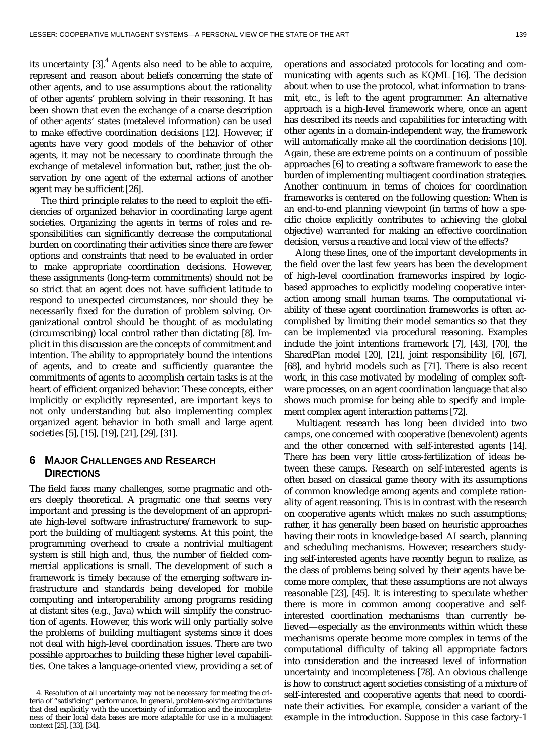its uncertainty [3].[4] Agents also need to be able to acquire, represent and reason about beliefs concerning the state of other agents, and to use assumptions about the rationality of other agents' problem solving in their reasoning. It has been shown that even the exchange of a coarse description of other agents' states (metalevel information) can be used to make effective coordination decisions [12]. However, if agents have very good models of the behavior of other agents, it may not be necessary to coordinate through the exchange of metalevel information but, rather, just the observation by one agent of the external actions of another agent may be sufficient [26].

The third principle relates to the need to exploit the efficiencies of organized behavior in coordinating large agent societies. Organizing the agents in terms of roles and responsibilities can significantly decrease the computational burden on coordinating their activities since there are fewer options and constraints that need to be evaluated in order to make appropriate coordination decisions. However, these assignments (long-term commitments) should not be so strict that an agent does not have sufficient latitude to respond to unexpected circumstances, nor should they be necessarily fixed for the duration of problem solving. Organizational control should be thought of as modulating (circumscribing) local control rather than dictating [8]. Implicit in this discussion are the concepts of commitment and intention. The ability to appropriately bound the intentions of agents, and to create and sufficiently guarantee the commitments of agents to accomplish certain tasks is at the heart of efficient organized behavior. These concepts, either implicitly or explicitly represented, are important keys to not only understanding but also implementing complex organized agent behavior in both small and large agent societies [5], [15], [19], [21], [29], [31].

## 6 Major Challenges and Research Directions

The field faces many challenges, some pragmatic and others deeply theoretical. A pragmatic one that seems very important and pressing is the development of an appropriate high-level software infrastructure/framework to support the building of multiagent systems. At this point, the programming overhead to create a nontrivial multiagent system is still high and, thus, the number of fielded commercial applications is small. The development of such a framework is timely because of the emerging software infrastructure and standards being developed for mobile computing and interoperability among programs residing at distant sites (e.g., Java) which will simplify the construction of agents. However, this work will only partially solve the problems of building multiagent systems since it does not deal with high-level coordination issues. There are two possible approaches to building these higher level capabilities. One takes a language-oriented view, providing a set of operations and associated protocols for locating and communicating with agents such as KQML [16]. The decision about when to use the protocol, what information to transmit, etc., is left to the agent programmer. An alternative approach is a high-level framework where, once an agent has described its needs and capabilities for interacting with other agents in a domain-independent way, the framework will automatically make all the coordination decisions [10]. Again, these are extreme points on a continuum of possible approaches [6] to creating a software framework to ease the burden of implementing multiagent coordination strategies. Another continuum in terms of choices for coordination frameworks is centered on the following question: When is an end-to-end planning viewpoint (in terms of how a specific choice explicitly contributes to achieving the global objective) warranted for making an effective coordination decision, versus a reactive and local view of the effects?

Along these lines, one of the important developments in the field over the last few years has been the development of high-level coordination frameworks inspired by logic-based approaches to explicitly modeling cooperative interaction among small human teams. The computational viability of these agent coordination frameworks is often accomplished by limiting their model semantics so that they can be implemented via procedural reasoning. Examples include the joint intentions framework [7], [43], [70], the SharedPlan model [20], [21], joint responsibility [6], [67], [68], and hybrid models such as [71]. There is also recent work, in this case motivated by modeling of complex software processes, on an agent coordination language that also shows much promise for being able to specify and implement complex agent interaction patterns [72].

Multiagent research has long been divided into two camps, one concerned with cooperative (benevolent) agents and the other concerned with self-interested agents [14]. There has been very little cross-fertilization of ideas between these camps. Research on self-interested agents is often based on classical game theory with its assumptions of common knowledge among agents and complete rationality of agent reasoning. This is in contrast with the research on cooperative agents which makes no such assumptions; rather, it has generally been based on heuristic approaches having their roots in knowledge-based AI search, planning and scheduling mechanisms. However, researchers studying self-interested agents have recently begun to realize, as the class of problems being solved by their agents have become more complex, that these assumptions are not always reasonable [23], [45]. It is interesting to speculate whether there is more in common among cooperative and self-interested coordination mechanisms than currently believed—especially as the environments within which these mechanisms operate become more complex in terms of the computational difficulty of taking all appropriate factors into consideration and the increased level of information uncertainty and incompleteness [78]. An obvious challenge is how to construct agent societies consisting of a mixture of self-interested and cooperative agents that need to coordinate their activities. For example, consider a variant of the example in the introduction. Suppose in this case factory-1

4. Resolution of all uncertainty may not be necessary for meeting the criteria of "satisficing" performance. In general, problem-solving architectures that deal explicitly with the uncertainty of information and the incompleteness of their local data bases are more adaptable for use in a multiagent context [25], [33], [34].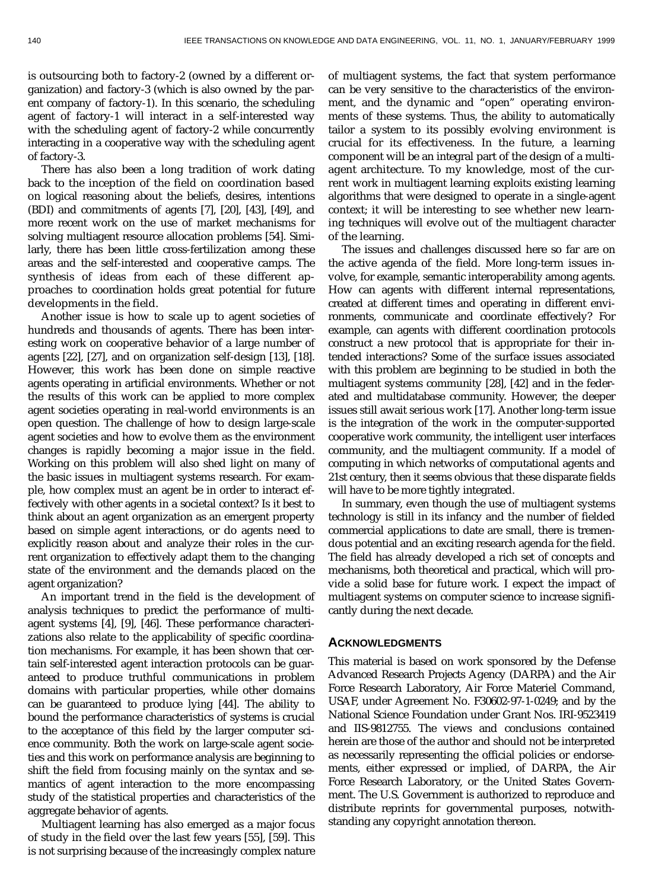is outsourcing both to factory-2 (owned by a different organization) and factory-3 (which is also owned by the parent company of factory-1). In this scenario, the scheduling agent of factory-1 will interact in a self-interested way with the scheduling agent of factory-2 while concurrently interacting in a cooperative way with the scheduling agent of factory-3.

There has also been a long tradition of work dating back to the inception of the field on coordination based on logical reasoning about the beliefs, desires, intentions (BDI) and commitments of agents [7], [20], [43], [49], and more recent work on the use of market mechanisms for solving multiagent resource allocation problems [54]. Similarly, there has been little cross-fertilization among these areas and the self-interested and cooperative camps. The synthesis of ideas from each of these different approaches to coordination holds great potential for future developments in the field.

Another issue is how to scale up to agent societies of hundreds and thousands of agents. There has been interesting work on cooperative behavior of a large number of agents [22], [27], and on organization self-design [13], [18]. However, this work has been done on simple reactive agents operating in artificial environments. Whether or not the results of this work can be applied to more complex agent societies operating in real-world environments is an open question. The challenge of how to design large-scale agent societies and how to evolve them as the environment changes is rapidly becoming a major issue in the field. Working on this problem will also shed light on many of the basic issues in multiagent systems research. For example, how complex must an agent be in order to interact effectively with other agents in a societal context? Is it best to think about an agent organization as an emergent property based on simple agent interactions, or do agents need to explicitly reason about and analyze their roles in the current organization to effectively adapt them to the changing state of the environment and the demands placed on the agent organization?

An important trend in the field is the development of analysis techniques to predict the performance of multiagent systems [4], [9], [46]. These performance characterizations also relate to the applicability of specific coordination mechanisms. For example, it has been shown that certain self-interested agent interaction protocols can be guaranteed to produce truthful communications in problem domains with particular properties, while other domains can be guaranteed to produce lying [44]. The ability to bound the performance characteristics of systems is crucial to the acceptance of this field by the larger computer science community. Both the work on large-scale agent societies and this work on performance analysis are beginning to shift the field from focusing mainly on the syntax and semantics of agent interaction to the more encompassing study of the statistical properties and characteristics of the aggregate behavior of agents.

Multiagent learning has also emerged as a major focus of study in the field over the last few years [55], [59]. This is not surprising because of the increasingly complex nature of multiagent systems, the fact that system performance can be very sensitive to the characteristics of the environment, and the dynamic and "open" operating environments of these systems. Thus, the ability to automatically tailor a system to its possibly evolving environment is crucial for its effectiveness. In the future, a learning component will be an integral part of the design of a multiagent architecture. To my knowledge, most of the current work in multiagent learning exploits existing learning algorithms that were designed to operate in a single-agent context; it will be interesting to see whether new learning techniques will evolve out of the multiagent character of the learning.

The issues and challenges discussed here so far are on the active agenda of the field. More long-term issues involve, for example, semantic interoperability among agents. How can agents with different internal representations, created at different times and operating in different environments, communicate and coordinate effectively? For example, can agents with different coordination protocols construct a new protocol that is appropriate for their intended interactions? Some of the surface issues associated with this problem are beginning to be studied in both the multiagent systems community [28], [42] and in the federated and multidatabase community. However, the deeper issues still await serious work [17]. Another long-term issue is the integration of the work in the computer-supported cooperative work community, the intelligent user interfaces community, and the multiagent community. If a model of computing in which networks of computational agents and 21st century, then it seems obvious that these disparate fields will have to be more tightly integrated.

In summary, even though the use of multiagent systems technology is still in its infancy and the number of fielded commercial applications to date are small, there is tremendous potential and an exciting research agenda for the field. The field has already developed a rich set of concepts and mechanisms, both theoretical and practical, which will provide a solid base for future work. I expect the impact of multiagent systems on computer science to increase significantly during the next decade.

## Acknowledgments

This material is based on work sponsored by the Defense Advanced Research Projects Agency (DARPA) and the Air Force Research Laboratory, Air Force Materiel Command, USAF, under Agreement No. F30602-97-1-0249; and by the National Science Foundation under Grant Nos. IRI-9523419 and IIS-9812755. The views and conclusions contained herein are those of the author and should not be interpreted as necessarily representing the official policies or endorsements, either expressed or implied, of DARPA, the Air Force Research Laboratory, or the United States Government. The U.S. Government is authorized to reproduce and distribute reprints for governmental purposes, notwithstanding any copyright annotation thereon.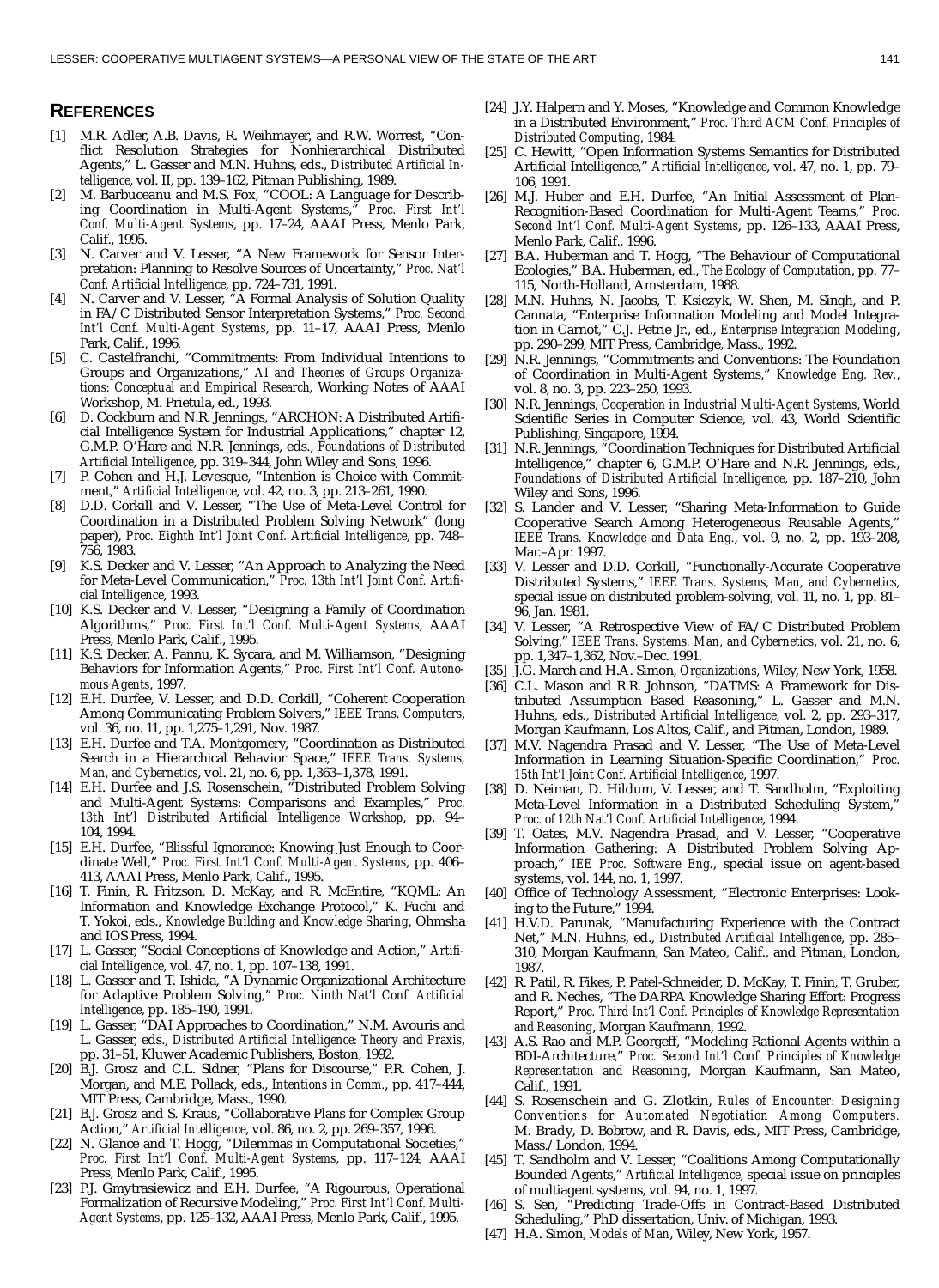## REFERENCES

[1] M.R. Adler, A.B. Davis, R. Weihmayer, and R.W. Worrest, "Conflict Resolution Strategies for Nonhierarchical Distributed Agents," L. Gasser and M.N. Huhns, eds., *Distributed Artificial Intelligence*, vol. II, pp. 139–162, Pitman Publishing, 1989.

[2] M. Barbuceanu and M.S. Fox, "COOL: A Language for Describing Coordination in Multi-Agent Systems," *Proc. First Int'l Conf. Multi-Agent Systems*, pp. 17–24, AAAI Press, Menlo Park, Calif., 1995.

[3] N. Carver and V. Lesser, "A New Framework for Sensor Interpretation: Planning to Resolve Sources of Uncertainty," *Proc. Nat'l Conf. Artificial Intelligence*, pp. 724–731, 1991.

[4] N. Carver and V. Lesser, "A Formal Analysis of Solution Quality in FA/C Distributed Sensor Interpretation Systems," *Proc. Second Int'l Conf. Multi-Agent Systems*, pp. 11–17, AAAI Press, Menlo Park, Calif., 1996.

[5] C. Castelfranchi, "Commitments: From Individual Intentions to Groups and Organizations," *AI and Theories of Groups Organizations: Conceptual and Empirical Research*, Working Notes of AAAI Workshop, M. Prietula, ed., 1993.

[6] D. Cockburn and N.R. Jennings, "ARCHON: A Distributed Artificial Intelligence System for Industrial Applications," chapter 12, G.M.P. O'Hare and N.R. Jennings, eds., *Foundations of Distributed Artificial Intelligence*, pp. 319–344, John Wiley and Sons, 1996.

[7] P. Cohen and H.J. Levesque, "Intention is Choice with Commitment," *Artificial Intelligence*, vol. 42, no. 3, pp. 213–261, 1990.

[8] D.D. Corkill and V. Lesser, "The Use of Meta-Level Control for Coordination in a Distributed Problem Solving Network" (long paper), *Proc. Eighth Int'l Joint Conf. Artificial Intelligence*, pp. 748–756, 1983.

[9] K.S. Decker and V. Lesser, "An Approach to Analyzing the Need for Meta-Level Communication," *Proc. 13th Int'l Joint Conf. Artificial Intelligence*, 1993.

[10] K.S. Decker and V. Lesser, "Designing a Family of Coordination Algorithms," *Proc. First Int'l Conf. Multi-Agent Systems*, AAAI Press, Menlo Park, Calif., 1995.

[11] K.S. Decker, A. Pannu, K. Sycara, and M. Williamson, "Designing Behaviors for Information Agents," *Proc. First Int'l Conf. Autonomous Agents*, 1997.

[12] E.H. Durfee, V. Lesser, and D.D. Corkill, "Coherent Cooperation Among Communicating Problem Solvers," *IEEE Trans. Computers*, vol. 36, no. 11, pp. 1,275–1,291, Nov. 1987.

[13] E.H. Durfee and T.A. Montgomery, "Coordination as Distributed Search in a Hierarchical Behavior Space," *IEEE Trans. Systems, Man, and Cybernetics*, vol. 21, no. 6, pp. 1,363–1,378, 1991.

[14] E.H. Durfee and J.S. Rosenschein, "Distributed Problem Solving and Multi-Agent Systems: Comparisons and Examples," *Proc. 13th Int'l Distributed Artificial Intelligence Workshop*, pp. 94–104, 1994.

[15] E.H. Durfee, "Blissful Ignorance: Knowing Just Enough to Coordinate Well," *Proc. First Int'l Conf. Multi-Agent Systems*, pp. 406–413, AAAI Press, Menlo Park, Calif., 1995.

[16] T. Finin, R. Fritzson, D. McKay, and R. McEntire, "KQML: An Information and Knowledge Exchange Protocol," K. Fuchi and T. Yokoi, eds., *Knowledge Building and Knowledge Sharing*, Ohmsha and IOS Press, 1994.

[17] L. Gasser, "Social Conceptions of Knowledge and Action," *Artificial Intelligence*, vol. 47, no. 1, pp. 107–138, 1991.

[18] L. Gasser and T. Ishida, "A Dynamic Organizational Architecture for Adaptive Problem Solving," *Proc. Ninth Nat'l Conf. Artificial Intelligence*, pp. 185–190, 1991.

[19] L. Gasser, "DAI Approaches to Coordination," N.M. Avouris and L. Gasser, eds., *Distributed Artificial Intelligence: Theory and Praxis*, pp. 31–51, Kluwer Academic Publishers, Boston, 1992.

[20] B.J. Grosz and C.L. Sidner, "Plans for Discourse," P.R. Cohen, J. Morgan, and M.E. Pollack, eds., *Intentions in Comm.*, pp. 417–444, MIT Press, Cambridge, Mass., 1990.

[21] B.J. Grosz and S. Kraus, "Collaborative Plans for Complex Group Action," *Artificial Intelligence*, vol. 86, no. 2, pp. 269–357, 1996.

[22] N. Glance and T. Hogg, "Dilemmas in Computational Societies," *Proc. First Int'l Conf. Multi-Agent Systems*, pp. 117–124, AAAI Press, Menlo Park, Calif., 1995.

[23] P.J. Gmytrasiewicz and E.H. Durfee, "A Rigourous, Operational Formalization of Recursive Modeling," *Proc. First Int'l Conf. Multi-Agent Systems*, pp. 125–132, AAAI Press, Menlo Park, Calif., 1995.

[24] J.Y. Halpern and Y. Moses, "Knowledge and Common Knowledge in a Distributed Environment," *Proc. Third ACM Conf. Principles of Distributed Computing*, 1984.

[25] C. Hewitt, "Open Information Systems Semantics for Distributed Artificial Intelligence," *Artificial Intelligence*, vol. 47, no. 1, pp. 79–106, 1991.

[26] M.J. Huber and E.H. Durfee, "An Initial Assessment of Plan-Recognition-Based Coordination for Multi-Agent Teams," *Proc. Second Int'l Conf. Multi-Agent Systems*, pp. 126–133, AAAI Press, Menlo Park, Calif., 1996.

[27] B.A. Huberman and T. Hogg, "The Behaviour of Computational Ecologies," B.A. Huberman, ed., *The Ecology of Computation*, pp. 77–115, North-Holland, Amsterdam, 1988.

[28] M.N. Huhns, N. Jacobs, T. Ksiezyk, W. Shen, M. Singh, and P. Cannata, "Enterprise Information Modeling and Model Integration in Carnot," C.J. Petrie Jr., ed., *Enterprise Integration Modeling*, pp. 290–299, MIT Press, Cambridge, Mass., 1992.

[29] N.R. Jennings, "Commitments and Conventions: The Foundation of Coordination in Multi-Agent Systems," *Knowledge Eng. Rev.*, vol. 8, no. 3, pp. 223–250, 1993.

[30] N.R. Jennings, *Cooperation in Industrial Multi-Agent Systems*, World Scientific Series in Computer Science, vol. 43, World Scientific Publishing, Singapore, 1994.

[31] N.R. Jennings, "Coordination Techniques for Distributed Artificial Intelligence," chapter 6, G.M.P. O'Hare and N.R. Jennings, eds., *Foundations of Distributed Artificial Intelligence*, pp. 187–210, John Wiley and Sons, 1996.

[32] S. Lander and V. Lesser, "Sharing Meta-Information to Guide Cooperative Search Among Heterogeneous Reusable Agents," *IEEE Trans. Knowledge and Data Eng.*, vol. 9, no. 2, pp. 193–208, Mar.–Apr. 1997.

[33] V. Lesser and D.D. Corkill, "Functionally-Accurate Cooperative Distributed Systems," *IEEE Trans. Systems, Man, and Cybernetics*, special issue on distributed problem-solving, vol. 11, no. 1, pp. 81–96, Jan. 1981.

[34] V. Lesser, "A Retrospective View of FA/C Distributed Problem Solving," *IEEE Trans. Systems, Man, and Cybernetics*, vol. 21, no. 6, pp. 1,347–1,362, Nov.–Dec. 1991.

[35] J.G. March and H.A. Simon, *Organizations*, Wiley, New York, 1958.

[36] C.L. Mason and R.R. Johnson, "DATMS: A Framework for Distributed Assumption Based Reasoning," L. Gasser and M.N. Huhns, eds., *Distributed Artificial Intelligence*, vol. 2, pp. 293–317, Morgan Kaufmann, Los Altos, Calif., and Pitman, London, 1989.

[37] M.V. Nagendra Prasad and V. Lesser, "The Use of Meta-Level Information in Learning Situation-Specific Coordination," *Proc. 15th Int'l Joint Conf. Artificial Intelligence*, 1997.

[38] D. Neiman, D. Hildum, V. Lesser, and T. Sandholm, "Exploiting Meta-Level Information in a Distributed Scheduling System," *Proc. of 12th Nat'l Conf. Artificial Intelligence*, 1994.

[39] T. Oates, M.V. Nagendra Prasad, and V. Lesser, "Cooperative Information Gathering: A Distributed Problem Solving Approach," *IEE Proc. Software Eng.*, special issue on agent-based systems, vol. 144, no. 1, 1997.

[40] Office of Technology Assessment, "Electronic Enterprises: Looking to the Future," 1994.

[41] H.V.D. Parunak, "Manufacturing Experience with the Contract Net," M.N. Huhns, ed., *Distributed Artificial Intelligence*, pp. 285–310, Morgan Kaufmann, San Mateo, Calif., and Pitman, London, 1987.

[42] R. Patil, R. Fikes, P. Patel-Schneider, D. McKay, T. Finin, T. Gruber, and R. Neches, "The DARPA Knowledge Sharing Effort: Progress Report," *Proc. Third Int'l Conf. Principles of Knowledge Representation and Reasoning*, Morgan Kaufmann, 1992.

[43] A.S. Rao and M.P. Georgeff, "Modeling Rational Agents within a BDI-Architecture," *Proc. Second Int'l Conf. Principles of Knowledge Representation and Reasoning*, Morgan Kaufmann, San Mateo, Calif., 1991.

[44] S. Rosenschein and G. Zlotkin, *Rules of Encounter: Designing Conventions for Automated Negotiation Among Computers*. M. Brady, D. Bobrow, and R. Davis, eds., MIT Press, Cambridge, Mass./London, 1994.

[45] T. Sandholm and V. Lesser, "Coalitions Among Computationally Bounded Agents," *Artificial Intelligence*, special issue on principles of multiagent systems, vol. 94, no. 1, 1997.

[46] S. Sen, "Predicting Trade-Offs in Contract-Based Distributed Scheduling," PhD dissertation, Univ. of Michigan, 1993.

[47] H.A. Simon, *Models of Man*, Wiley, New York, 1957.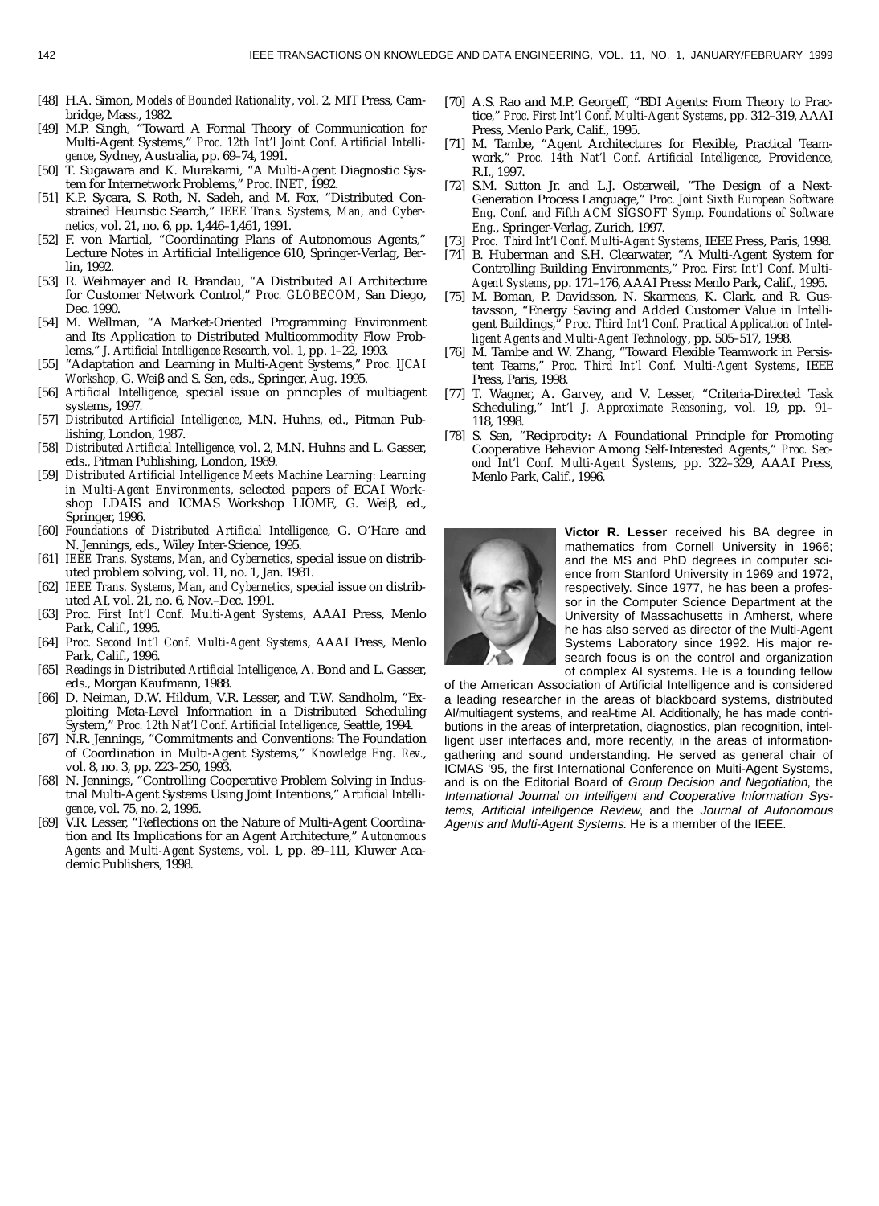[48] H.A. Simon, *Models of Bounded Rationality*, vol. 2, MIT Press, Cambridge, Mass., 1982.

[49] M.P. Singh, "Toward A Formal Theory of Communication for Multi-Agent Systems," *Proc. 12th Int'l Joint Conf. Artificial Intelligence*, Sydney, Australia, pp. 69–74, 1991.

[50] T. Sugawara and K. Murakami, "A Multi-Agent Diagnostic System for Internetwork Problems," *Proc. INET*, 1992.

[51] K.P. Sycara, S. Roth, N. Sadeh, and M. Fox, "Distributed Constrained Heuristic Search," *IEEE Trans. Systems, Man, and Cybernetics*, vol. 21, no. 6, pp. 1,446–1,461, 1991.

[52] F. von Martial, "Coordinating Plans of Autonomous Agents," Lecture Notes in Artificial Intelligence 610, Springer-Verlag, Berlin, 1992.

[53] R. Weihmayer and R. Brandau, "A Distributed AI Architecture for Customer Network Control," *Proc. GLOBECOM*, San Diego, Dec. 1990.

[54] M. Wellman, "A Market-Oriented Programming Environment and Its Application to Distributed Multicommodity Flow Problems," *J. Artificial Intelligence Research*, vol. 1, pp. 1–22, 1993.

[55] "Adaptation and Learning in Multi-Agent Systems," *Proc. IJCAI Workshop*, G. Weiβ and S. Sen, eds., Springer, Aug. 1995.

[56] *Artificial Intelligence*, special issue on principles of multiagent systems, 1997.

[57] *Distributed Artificial Intelligence*, M.N. Huhns, ed., Pitman Publishing, London, 1987.

[58] *Distributed Artificial Intelligence*, vol. 2, M.N. Huhns and L. Gasser, eds., Pitman Publishing, London, 1989.

[59] *Distributed Artificial Intelligence Meets Machine Learning: Learning in Multi-Agent Environments*, selected papers of ECAI Workshop LDAIS and ICMAS Workshop LIOME, G. Weiβ, ed., Springer, 1996.

[60] *Foundations of Distributed Artificial Intelligence*, G. O'Hare and N. Jennings, eds., Wiley Inter-Science, 1995.

[61] *IEEE Trans. Systems, Man, and Cybernetics*, special issue on distributed problem solving, vol. 11, no. 1, Jan. 1981.

[62] *IEEE Trans. Systems, Man, and Cybernetics*, special issue on distributed AI, vol. 21, no. 6, Nov.–Dec. 1991.

[63] *Proc. First Int'l Conf. Multi-Agent Systems*, AAAI Press, Menlo Park, Calif., 1995.

[64] *Proc. Second Int'l Conf. Multi-Agent Systems*, AAAI Press, Menlo Park, Calif., 1996.

[65] *Readings in Distributed Artificial Intelligence*, A. Bond and L. Gasser, eds., Morgan Kaufmann, 1988.

[66] D. Neiman, D.W. Hildum, V.R. Lesser, and T.W. Sandholm, "Exploiting Meta-Level Information in a Distributed Scheduling System," *Proc. 12th Nat'l Conf. Artificial Intelligence*, Seattle, 1994.

[67] N.R. Jennings, "Commitments and Conventions: The Foundation of Coordination in Multi-Agent Systems," *Knowledge Eng. Rev.*, vol. 8, no. 3, pp. 223–250, 1993.

[68] N. Jennings, "Controlling Cooperative Problem Solving in Industrial Multi-Agent Systems Using Joint Intentions," *Artificial Intelligence*, vol. 75, no. 2, 1995.

[69] V.R. Lesser, "Reflections on the Nature of Multi-Agent Coordination and Its Implications for an Agent Architecture," *Autonomous Agents and Multi-Agent Systems*, vol. 1, pp. 89–111, Kluwer Academic Publishers, 1998.

[70] A.S. Rao and M.P. Georgeff, "BDI Agents: From Theory to Practice," *Proc. First Int'l Conf. Multi-Agent Systems*, pp. 312–319, AAAI Press, Menlo Park, Calif., 1995.

[71] M. Tambe, "Agent Architectures for Flexible, Practical Teamwork," *Proc. 14th Nat'l Conf. Artificial Intelligence*, Providence, R.I., 1997.

[72] S.M. Sutton Jr. and L.J. Osterweil, "The Design of a Next-Generation Process Language," *Proc. Joint Sixth European Software Eng. Conf. and Fifth ACM SIGSOFT Symp. Foundations of Software Eng.*, Springer-Verlag, Zurich, 1997.

[73] *Proc. Third Int'l Conf. Multi-Agent Systems*, IEEE Press, Paris, 1998.

[74] B. Huberman and S.H. Clearwater, "A Multi-Agent System for Controlling Building Environments," *Proc. First Int'l Conf. Multi-Agent Systems*, pp. 171–176, AAAI Press: Menlo Park, Calif., 1995.

[75] M. Boman, P. Davidsson, N. Skarmeas, K. Clark, and R. Gustavsson, "Energy Saving and Added Customer Value in Intelligent Buildings," *Proc. Third Int'l Conf. Practical Application of Intelligent Agents and Multi-Agent Technology*, pp. 505–517, 1998.

[76] M. Tambe and W. Zhang, "Toward Flexible Teamwork in Persistent Teams," *Proc. Third Int'l Conf. Multi-Agent Systems*, IEEE Press, Paris, 1998.

[77] T. Wagner, A. Garvey, and V. Lesser, "Criteria-Directed Task Scheduling," *Int'l J. Approximate Reasoning*, vol. 19, pp. 91–118, 1998.

[78] S. Sen, "Reciprocity: A Foundational Principle for Promoting Cooperative Behavior Among Self-Interested Agents," *Proc. Second Int'l Conf. Multi-Agent Systems*, pp. 322–329, AAAI Press, Menlo Park, Calif., 1996.

**Victor R. Lesser** received his BA degree in mathematics from Cornell University in 1966; and the MS and PhD degrees in computer science from Stanford University in 1969 and 1972, respectively. Since 1977, he has been a professor in the Computer Science Department at the University of Massachusetts in Amherst, where he has also served as director of the Multi-Agent Systems Laboratory since 1992. His major research focus is on the control and organization of complex AI systems. He is a founding fellow of the American Association of Artificial Intelligence and is considered a leading researcher in the areas of blackboard systems, distributed AI/multiagent systems, and real-time AI. Additionally, he has made contributions in the areas of interpretation, diagnostics, plan recognition, intelligent user interfaces and, more recently, in the areas of information-gathering and sound understanding. He served as general chair of ICMAS '95, the first International Conference on Multi-Agent Systems, and is on the Editorial Board of *Group Decision and Negotiation*, the *International Journal on Intelligent and Cooperative Information Systems*, *Artificial Intelligence Review*, and the *Journal of Autonomous Agents and Multi-Agent Systems*. He is a member of the IEEE.